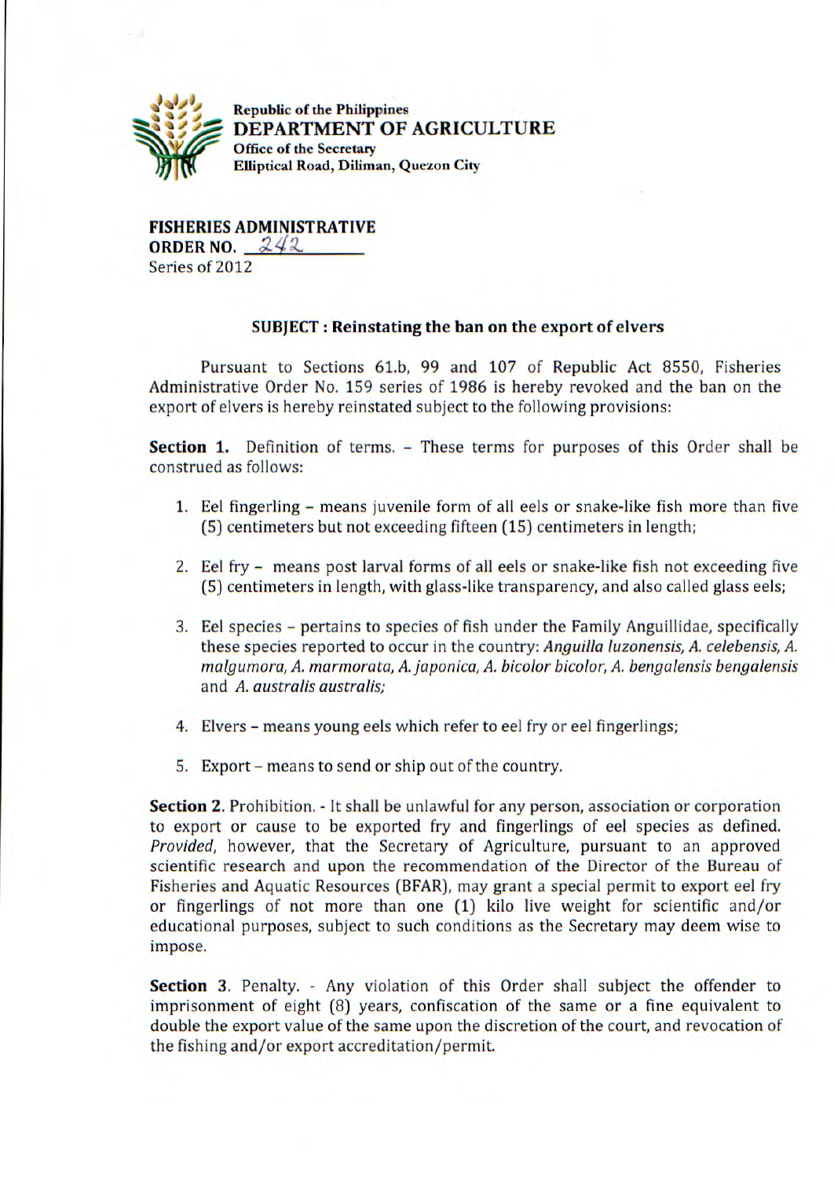Republic of the Philippines
**DEPARTMENT OF AGRICULTURE**
Office of the Secretary
Elliptical Road, Diliman, Quezon City

**FISHERIES ADMINISTRATIVE ORDER NO. 242**
Series of 2012

**SUBJECT : Reinstating the ban on the export of elvers**

Pursuant to Sections 61.b, 99 and 107 of Republic Act 8550, Fisheries Administrative Order No. 159 series of 1986 is hereby revoked and the ban on the export of elvers is hereby reinstated subject to the following provisions:

**Section 1.** Definition of terms. – These terms for purposes of this Order shall be construed as follows:

1. Eel fingerling – means juvenile form of all eels or snake-like fish more than five (5) centimeters but not exceeding fifteen (15) centimeters in length;

2. Eel fry – means post larval forms of all eels or snake-like fish not exceeding five (5) centimeters in length, with glass-like transparency, and also called glass eels;

3. Eel species – pertains to species of fish under the Family Anguillidae, specifically these species reported to occur in the country: *Anguilla luzonensis, A. celebensis, A. malgumora, A. marmorata, A. japonica, A. bicolor bicolor, A. bengalensis bengalensis* and *A. australis australis;*

4. Elvers – means young eels which refer to eel fry or eel fingerlings;

5. Export – means to send or ship out of the country.

**Section 2.** Prohibition. - It shall be unlawful for any person, association or corporation to export or cause to be exported fry and fingerlings of eel species as defined. *Provided*, however, that the Secretary of Agriculture, pursuant to an approved scientific research and upon the recommendation of the Director of the Bureau of Fisheries and Aquatic Resources (BFAR), may grant a special permit to export eel fry or fingerlings of not more than one (1) kilo live weight for scientific and/or educational purposes, subject to such conditions as the Secretary may deem wise to impose.

**Section 3**. Penalty. - Any violation of this Order shall subject the offender to imprisonment of eight (8) years, confiscation of the same or a fine equivalent to double the export value of the same upon the discretion of the court, and revocation of the fishing and/or export accreditation/permit.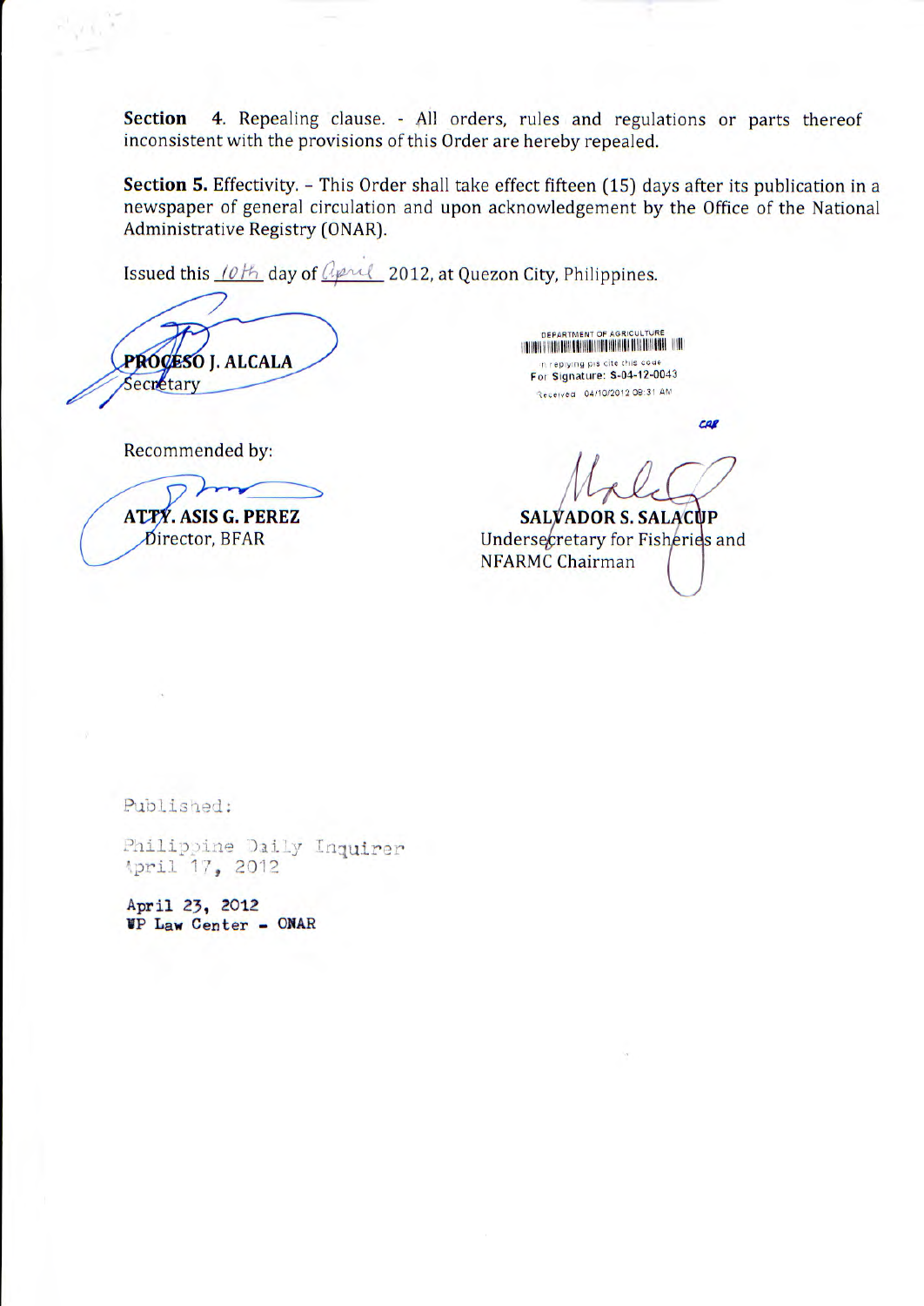**Section 4.** Repealing clause. - All orders, rules and regulations or parts thereof inconsistent with the provisions of this Order are hereby repealed.

**Section 5.** Effectivity. – This Order shall take effect fifteen (15) days after its publication in a newspaper of general circulation and upon acknowledgement by the Office of the National Administrative Registry (ONAR).

Issued this 10th day of April 2012, at Quezon City, Philippines.

**PROCESO J. ALCALA**
Secretary

DEPARTMENT OF AGRICULTURE
In replying pls cite this code
For Signature: S-04-12-0043
Received 04/10/2012 09:31 AM

Recommended by:

**ATTY. ASIS G. PEREZ**
Director, BFAR

**SALVADOR S. SALACUP**
Undersecretary for Fisheries and
NFARMC Chairman

Published:

Philippine Daily Inquirer
April 17, 2012

**April 23, 2012**
**UP Law Center - ONAR**